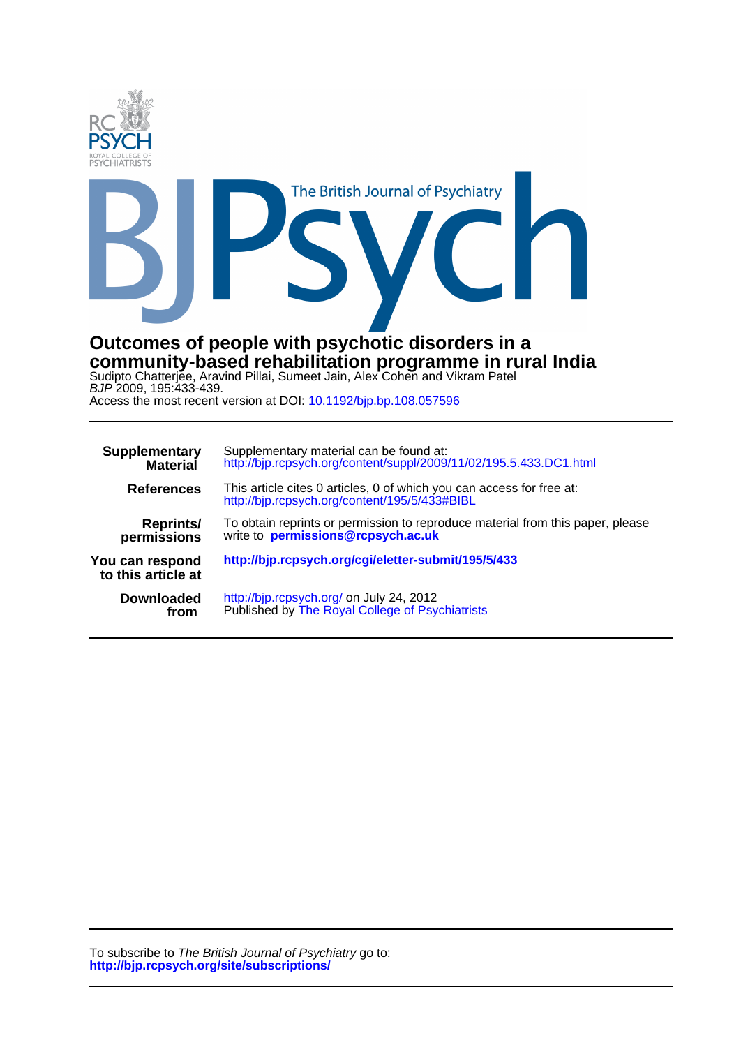# Outcomes of people with psychotic disorders in a community-based rehabilitation programme in rural India

Sudipto Chatterjee, Aravind Pillai, Sumeet Jain, Alex Cohen and Vikram Patel

*BJP* 2009, 195:433-439.

Access the most recent version at DOI: 10.1192/bjp.bp.108.057596

| | |
|---|---|
| **Supplementary Material** | Supplementary material can be found at: http://bjp.rcpsych.org/content/suppl/2009/11/02/195.5.433.DC1.html |
| **References** | This article cites 0 articles, 0 of which you can access for free at: http://bjp.rcpsych.org/content/195/5/433#BIBL |
| **Reprints/ permissions** | To obtain reprints or permission to reproduce material from this paper, please write to **permissions@rcpsych.ac.uk** |
| **You can respond to this article at** | **http://bjp.rcpsych.org/cgi/eletter-submit/195/5/433** |
| **Downloaded from** | http://bjp.rcpsych.org/ on July 24, 2012 Published by The Royal College of Psychiatrists |

To subscribe to *The British Journal of Psychiatry* go to:
**http://bjp.rcpsych.org/site/subscriptions/**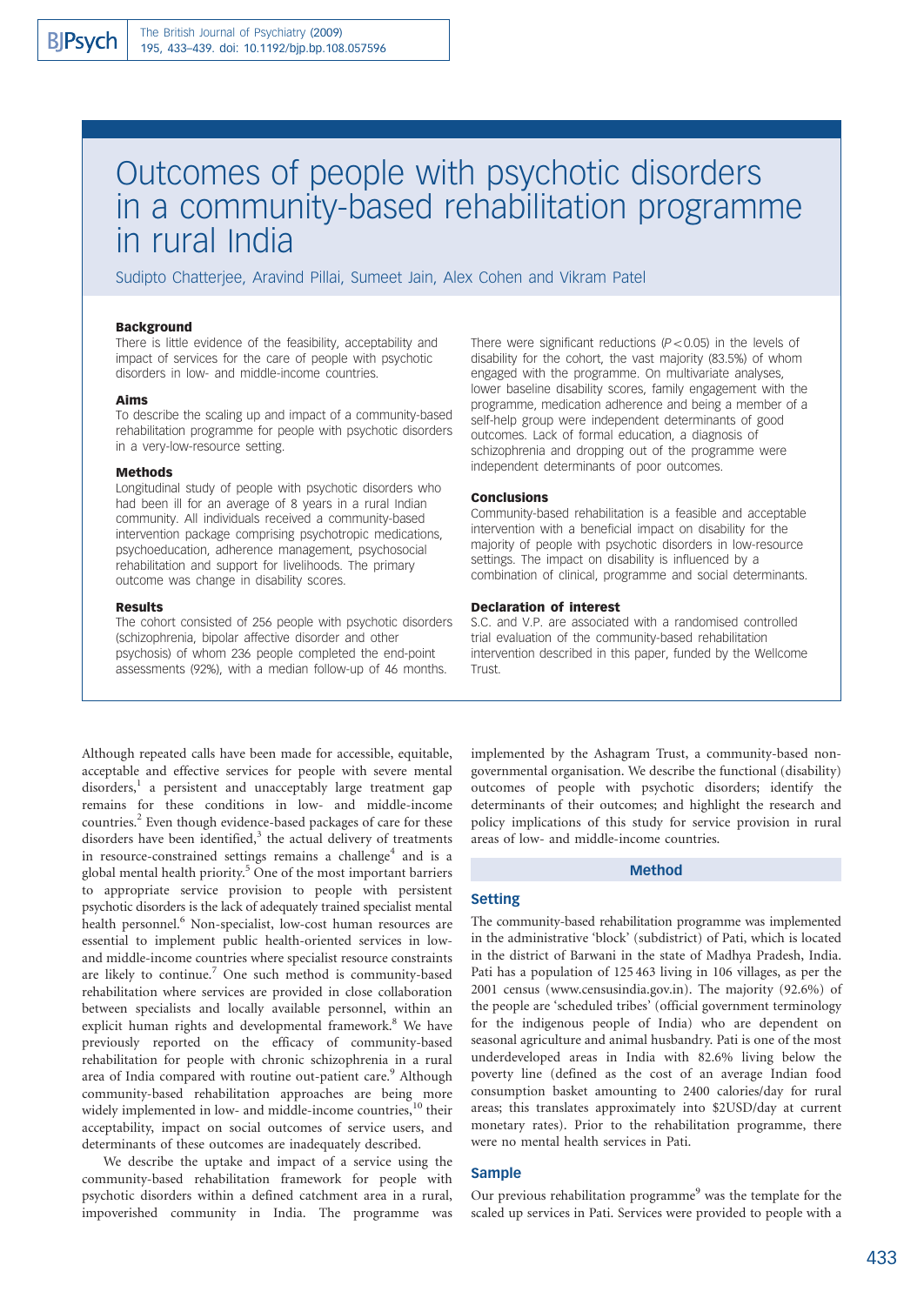# Outcomes of people with psychotic disorders in a community-based rehabilitation programme in rural India

Sudipto Chatterjee, Aravind Pillai, Sumeet Jain, Alex Cohen and Vikram Patel

### Background

There is little evidence of the feasibility, acceptability and impact of services for the care of people with psychotic disorders in low- and middle-income countries.

### Aims

To describe the scaling up and impact of a community-based rehabilitation programme for people with psychotic disorders in a very-low-resource setting.

### Methods

Longitudinal study of people with psychotic disorders who had been ill for an average of 8 years in a rural Indian community. All individuals received a community-based intervention package comprising psychotropic medications, psychoeducation, adherence management, psychosocial rehabilitation and support for livelihoods. The primary outcome was change in disability scores.

### Results

The cohort consisted of 256 people with psychotic disorders (schizophrenia, bipolar affective disorder and other psychosis) of whom 236 people completed the end-point assessments (92%), with a median follow-up of 46 months. There were significant reductions ($P<0.05$) in the levels of disability for the cohort, the vast majority (83.5%) of whom engaged with the programme. On multivariate analyses, lower baseline disability scores, family engagement with the programme, medication adherence and being a member of a self-help group were independent determinants of good outcomes. Lack of formal education, a diagnosis of schizophrenia and dropping out of the programme were independent determinants of poor outcomes.

### Conclusions

Community-based rehabilitation is a feasible and acceptable intervention with a beneficial impact on disability for the majority of people with psychotic disorders in low-resource settings. The impact on disability is influenced by a combination of clinical, programme and social determinants.

### Declaration of interest

S.C. and V.P. are associated with a randomised controlled trial evaluation of the community-based rehabilitation intervention described in this paper, funded by the Wellcome Trust.

Although repeated calls have been made for accessible, equitable, acceptable and effective services for people with severe mental disorders,[1] a persistent and unacceptably large treatment gap remains for these conditions in low- and middle-income countries.[2] Even though evidence-based packages of care for these disorders have been identified,[3] the actual delivery of treatments in resource-constrained settings remains a challenge[4] and is a global mental health priority.[5] One of the most important barriers to appropriate service provision to people with persistent psychotic disorders is the lack of adequately trained specialist mental health personnel.[6] Non-specialist, low-cost human resources are essential to implement public health-oriented services in low- and middle-income countries where specialist resource constraints are likely to continue.[7] One such method is community-based rehabilitation where services are provided in close collaboration between specialists and locally available personnel, within an explicit human rights and developmental framework.[8] We have previously reported on the efficacy of community-based rehabilitation for people with chronic schizophrenia in a rural area of India compared with routine out-patient care.[9] Although community-based rehabilitation approaches are being more widely implemented in low- and middle-income countries,[10] their acceptability, impact on social outcomes of service users, and determinants of these outcomes are inadequately described.

We describe the uptake and impact of a service using the community-based rehabilitation framework for people with psychotic disorders within a defined catchment area in a rural, impoverished community in India. The programme was implemented by the Ashagram Trust, a community-based non-governmental organisation. We describe the functional (disability) outcomes of people with psychotic disorders; identify the determinants of their outcomes; and highlight the research and policy implications of this study for service provision in rural areas of low- and middle-income countries.

## Method

### Setting

The community-based rehabilitation programme was implemented in the administrative 'block' (subdistrict) of Pati, which is located in the district of Barwani in the state of Madhya Pradesh, India. Pati has a population of 125 463 living in 106 villages, as per the 2001 census (www.censusindia.gov.in). The majority (92.6%) of the people are 'scheduled tribes' (official government terminology for the indigenous people of India) who are dependent on seasonal agriculture and animal husbandry. Pati is one of the most underdeveloped areas in India with 82.6% living below the poverty line (defined as the cost of an average Indian food consumption basket amounting to 2400 calories/day for rural areas; this translates approximately into $2USD/day at current monetary rates). Prior to the rehabilitation programme, there were no mental health services in Pati.

### Sample

Our previous rehabilitation programme[9] was the template for the scaled up services in Pati. Services were provided to people with a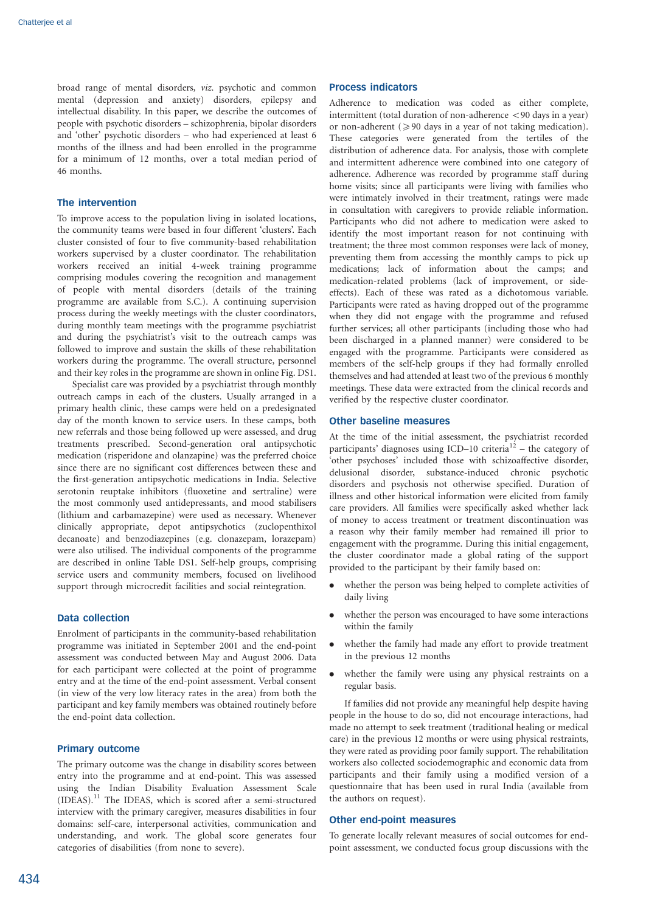broad range of mental disorders, *viz.* psychotic and common mental (depression and anxiety) disorders, epilepsy and intellectual disability. In this paper, we describe the outcomes of people with psychotic disorders – schizophrenia, bipolar disorders and 'other' psychotic disorders – who had experienced at least 6 months of the illness and had been enrolled in the programme for a minimum of 12 months, over a total median period of 46 months.

## The intervention

To improve access to the population living in isolated locations, the community teams were based in four different 'clusters'. Each cluster consisted of four to five community-based rehabilitation workers supervised by a cluster coordinator. The rehabilitation workers received an initial 4-week training programme comprising modules covering the recognition and management of people with mental disorders (details of the training programme are available from S.C.). A continuing supervision process during the weekly meetings with the cluster coordinators, during monthly team meetings with the programme psychiatrist and during the psychiatrist's visit to the outreach camps was followed to improve and sustain the skills of these rehabilitation workers during the programme. The overall structure, personnel and their key roles in the programme are shown in online Fig. DS1.

Specialist care was provided by a psychiatrist through monthly outreach camps in each of the clusters. Usually arranged in a primary health clinic, these camps were held on a predesignated day of the month known to service users. In these camps, both new referrals and those being followed up were assessed, and drug treatments prescribed. Second-generation oral antipsychotic medication (risperidone and olanzapine) was the preferred choice since there are no significant cost differences between these and the first-generation antipsychotic medications in India. Selective serotonin reuptake inhibitors (fluoxetine and sertraline) were the most commonly used antidepressants, and mood stabilisers (lithium and carbamazepine) were used as necessary. Whenever clinically appropriate, depot antipsychotics (zuclopenthixol decanoate) and benzodiazepines (e.g. clonazepam, lorazepam) were also utilised. The individual components of the programme are described in online Table DS1. Self-help groups, comprising service users and community members, focused on livelihood support through microcredit facilities and social reintegration.

## Data collection

Enrolment of participants in the community-based rehabilitation programme was initiated in September 2001 and the end-point assessment was conducted between May and August 2006. Data for each participant were collected at the point of programme entry and at the time of the end-point assessment. Verbal consent (in view of the very low literacy rates in the area) from both the participant and key family members was obtained routinely before the end-point data collection.

## Primary outcome

The primary outcome was the change in disability scores between entry into the programme and at end-point. This was assessed using the Indian Disability Evaluation Assessment Scale (IDEAS).[11] The IDEAS, which is scored after a semi-structured interview with the primary caregiver, measures disabilities in four domains: self-care, interpersonal activities, communication and understanding, and work. The global score generates four categories of disabilities (from none to severe).

## Process indicators

Adherence to medication was coded as either complete, intermittent (total duration of non-adherence $<90$ days in a year) or non-adherent ($\geq 90$ days in a year of not taking medication). These categories were generated from the tertiles of the distribution of adherence data. For analysis, those with complete and intermittent adherence were combined into one category of adherence. Adherence was recorded by programme staff during home visits; since all participants were living with families who were intimately involved in their treatment, ratings were made in consultation with caregivers to provide reliable information. Participants who did not adhere to medication were asked to identify the most important reason for not continuing with treatment; the three most common responses were lack of money, preventing them from accessing the monthly camps to pick up medications; lack of information about the camps; and medication-related problems (lack of improvement, or side-effects). Each of these was rated as a dichotomous variable. Participants were rated as having dropped out of the programme when they did not engage with the programme and refused further services; all other participants (including those who had been discharged in a planned manner) were considered to be engaged with the programme. Participants were considered as members of the self-help groups if they had formally enrolled themselves and had attended at least two of the previous 6 monthly meetings. These data were extracted from the clinical records and verified by the respective cluster coordinator.

## Other baseline measures

At the time of the initial assessment, the psychiatrist recorded participants' diagnoses using ICD–10 criteria[12] – the category of 'other psychoses' included those with schizoaffective disorder, delusional disorder, substance-induced chronic psychotic disorders and psychosis not otherwise specified. Duration of illness and other historical information were elicited from family care providers. All families were specifically asked whether lack of money to access treatment or treatment discontinuation was a reason why their family member had remained ill prior to engagement with the programme. During this initial engagement, the cluster coordinator made a global rating of the support provided to the participant by their family based on:

- whether the person was being helped to complete activities of daily living
- whether the person was encouraged to have some interactions within the family
- whether the family had made any effort to provide treatment in the previous 12 months
- whether the family were using any physical restraints on a regular basis.

If families did not provide any meaningful help despite having people in the house to do so, did not encourage interactions, had made no attempt to seek treatment (traditional healing or medical care) in the previous 12 months or were using physical restraints, they were rated as providing poor family support. The rehabilitation workers also collected sociodemographic and economic data from participants and their family using a modified version of a questionnaire that has been used in rural India (available from the authors on request).

## Other end-point measures

To generate locally relevant measures of social outcomes for end-point assessment, we conducted focus group discussions with the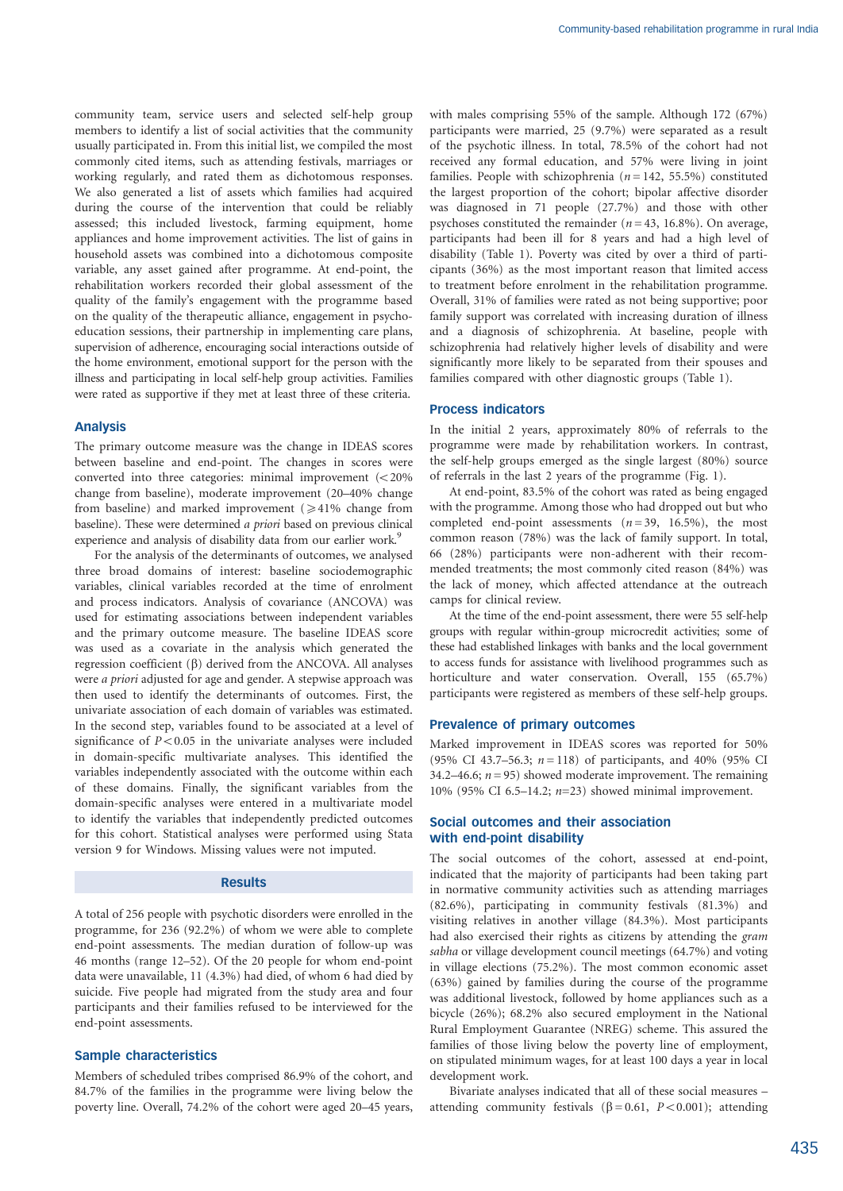community team, service users and selected self-help group members to identify a list of social activities that the community usually participated in. From this initial list, we compiled the most commonly cited items, such as attending festivals, marriages or working regularly, and rated them as dichotomous responses. We also generated a list of assets which families had acquired during the course of the intervention that could be reliably assessed; this included livestock, farming equipment, home appliances and home improvement activities. The list of gains in household assets was combined into a dichotomous composite variable, any asset gained after programme. At end-point, the rehabilitation workers recorded their global assessment of the quality of the family's engagement with the programme based on the quality of the therapeutic alliance, engagement in psychoeducation sessions, their partnership in implementing care plans, supervision of adherence, encouraging social interactions outside of the home environment, emotional support for the person with the illness and participating in local self-help group activities. Families were rated as supportive if they met at least three of these criteria.

## Analysis

The primary outcome measure was the change in IDEAS scores between baseline and end-point. The changes in scores were converted into three categories: minimal improvement (<20% change from baseline), moderate improvement (20–40% change from baseline) and marked improvement (≥41% change from baseline). These were determined *a priori* based on previous clinical experience and analysis of disability data from our earlier work.[9]

For the analysis of the determinants of outcomes, we analysed three broad domains of interest: baseline sociodemographic variables, clinical variables recorded at the time of enrolment and process indicators. Analysis of covariance (ANCOVA) was used for estimating associations between independent variables and the primary outcome measure. The baseline IDEAS score was used as a covariate in the analysis which generated the regression coefficient (β) derived from the ANCOVA. All analyses were *a priori* adjusted for age and gender. A stepwise approach was then used to identify the determinants of outcomes. First, the univariate association of each domain of variables was estimated. In the second step, variables found to be associated at a level of significance of $P<0.05$ in the univariate analyses were included in domain-specific multivariate analyses. This identified the variables independently associated with the outcome within each of these domains. Finally, the significant variables from the domain-specific analyses were entered in a multivariate model to identify the variables that independently predicted outcomes for this cohort. Statistical analyses were performed using Stata version 9 for Windows. Missing values were not imputed.

# Results

A total of 256 people with psychotic disorders were enrolled in the programme, for 236 (92.2%) of whom we were able to complete end-point assessments. The median duration of follow-up was 46 months (range 12–52). Of the 20 people for whom end-point data were unavailable, 11 (4.3%) had died, of whom 6 had died by suicide. Five people had migrated from the study area and four participants and their families refused to be interviewed for the end-point assessments.

## Sample characteristics

Members of scheduled tribes comprised 86.9% of the cohort, and 84.7% of the families in the programme were living below the poverty line. Overall, 74.2% of the cohort were aged 20–45 years, with males comprising 55% of the sample. Although 172 (67%) participants were married, 25 (9.7%) were separated as a result of the psychotic illness. In total, 78.5% of the cohort had not received any formal education, and 57% were living in joint families. People with schizophrenia ($n=142$, 55.5%) constituted the largest proportion of the cohort; bipolar affective disorder was diagnosed in 71 people (27.7%) and those with other psychoses constituted the remainder ($n=43$, 16.8%). On average, participants had been ill for 8 years and had a high level of disability (Table 1). Poverty was cited by over a third of participants (36%) as the most important reason that limited access to treatment before enrolment in the rehabilitation programme. Overall, 31% of families were rated as not being supportive; poor family support was correlated with increasing duration of illness and a diagnosis of schizophrenia. At baseline, people with schizophrenia had relatively higher levels of disability and were significantly more likely to be separated from their spouses and families compared with other diagnostic groups (Table 1).

## Process indicators

In the initial 2 years, approximately 80% of referrals to the programme were made by rehabilitation workers. In contrast, the self-help groups emerged as the single largest (80%) source of referrals in the last 2 years of the programme (Fig. 1).

At end-point, 83.5% of the cohort was rated as being engaged with the programme. Among those who had dropped out but who completed end-point assessments ($n=39$, 16.5%), the most common reason (78%) was the lack of family support. In total, 66 (28%) participants were non-adherent with their recommended treatments; the most commonly cited reason (84%) was the lack of money, which affected attendance at the outreach camps for clinical review.

At the time of the end-point assessment, there were 55 self-help groups with regular within-group microcredit activities; some of these had established linkages with banks and the local government to access funds for assistance with livelihood programmes such as horticulture and water conservation. Overall, 155 (65.7%) participants were registered as members of these self-help groups.

## Prevalence of primary outcomes

Marked improvement in IDEAS scores was reported for 50% (95% CI 43.7–56.3; $n=118$) of participants, and 40% (95% CI 34.2–46.6; $n=95$) showed moderate improvement. The remaining 10% (95% CI 6.5–14.2; $n=23$) showed minimal improvement.

## Social outcomes and their association with end-point disability

The social outcomes of the cohort, assessed at end-point, indicated that the majority of participants had been taking part in normative community activities such as attending marriages (82.6%), participating in community festivals (81.3%) and visiting relatives in another village (84.3%). Most participants had also exercised their rights as citizens by attending the *gram sabha* or village development council meetings (64.7%) and voting in village elections (75.2%). The most common economic asset (63%) gained by families during the course of the programme was additional livestock, followed by home appliances such as a bicycle (26%); 68.2% also secured employment in the National Rural Employment Guarantee (NREG) scheme. This assured the families of those living below the poverty line of employment, on stipulated minimum wages, for at least 100 days a year in local development work.

Bivariate analyses indicated that all of these social measures – attending community festivals ($\beta=0.61$, $P<0.001$); attending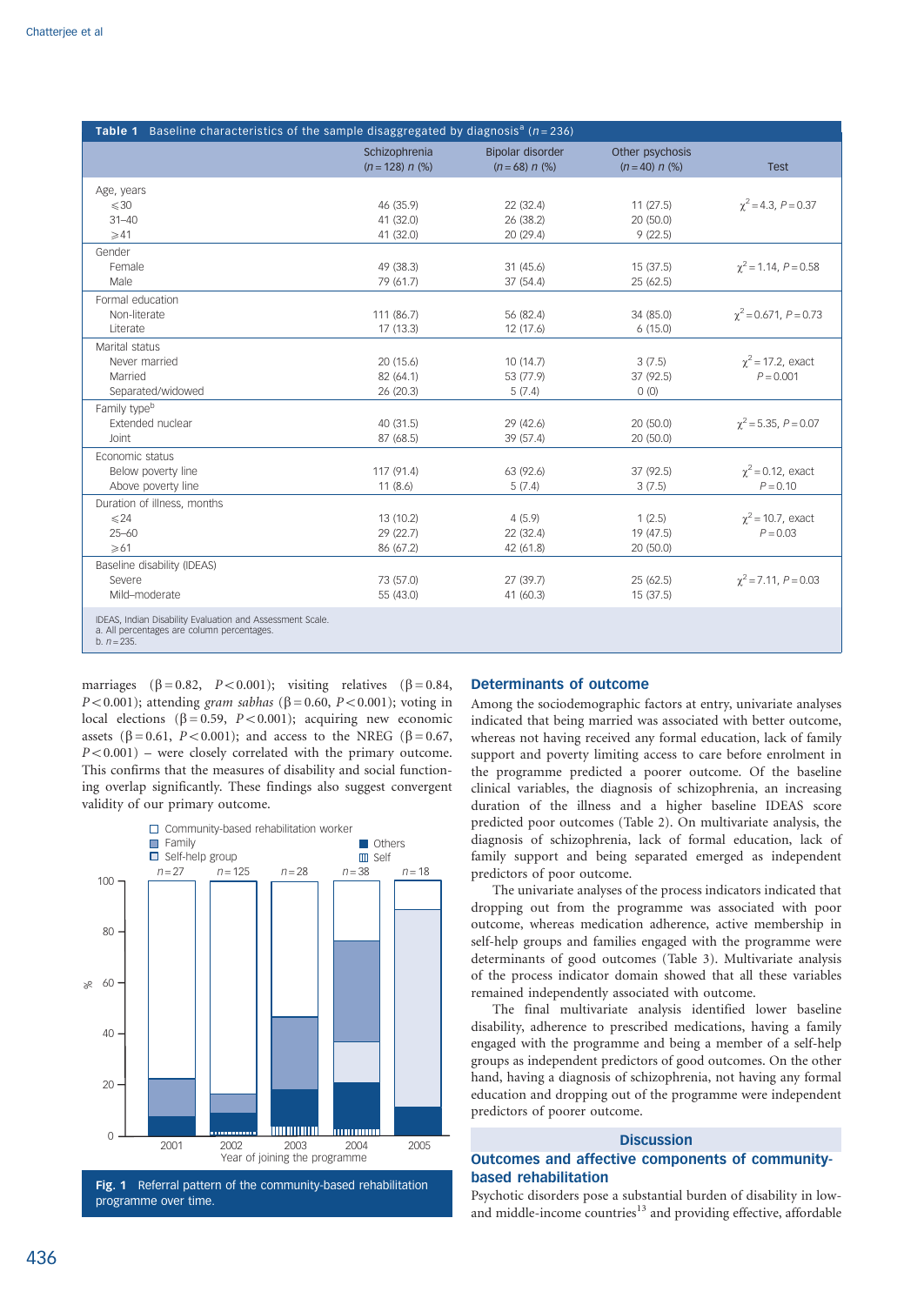**Table 1** Baseline characteristics of the sample disaggregated by diagnosis[a] (n = 236)

| | Schizophrenia (n = 128) n (%) | Bipolar disorder (n = 68) n (%) | Other psychosis (n = 40) n (%) | Test |
|---|---|---|---|---|
| Age, years | | | | |
| ⩽30 | 46 (35.9) | 22 (32.4) | 11 (27.5) | $\chi^2 = 4.3$, $P = 0.37$ |
| 31–40 | 41 (32.0) | 26 (38.2) | 20 (50.0) | |
| ⩾41 | 41 (32.0) | 20 (29.4) | 9 (22.5) | |
| Gender | | | | |
| Female | 49 (38.3) | 31 (45.6) | 15 (37.5) | $\chi^2 = 1.14$, $P = 0.58$ |
| Male | 79 (61.7) | 37 (54.4) | 25 (62.5) | |
| Formal education | | | | |
| Non-literate | 111 (86.7) | 56 (82.4) | 34 (85.0) | $\chi^2 = 0.671$, $P = 0.73$ |
| Literate | 17 (13.3) | 12 (17.6) | 6 (15.0) | |
| Marital status | | | | |
| Never married | 20 (15.6) | 10 (14.7) | 3 (7.5) | $\chi^2 = 17.2$, exact $P = 0.001$ |
| Married | 82 (64.1) | 53 (77.9) | 37 (92.5) | |
| Separated/widowed | 26 (20.3) | 5 (7.4) | 0 (0) | |
| Family type[b] | | | | |
| Extended nuclear | 40 (31.5) | 29 (42.6) | 20 (50.0) | $\chi^2 = 5.35$, $P = 0.07$ |
| Joint | 87 (68.5) | 39 (57.4) | 20 (50.0) | |
| Economic status | | | | |
| Below poverty line | 117 (91.4) | 63 (92.6) | 37 (92.5) | $\chi^2 = 0.12$, exact $P = 0.10$ |
| Above poverty line | 11 (8.6) | 5 (7.4) | 3 (7.5) | |
| Duration of illness, months | | | | |
| ⩽24 | 13 (10.2) | 4 (5.9) | 1 (2.5) | $\chi^2 = 10.7$, exact $P = 0.03$ |
| 25–60 | 29 (22.7) | 22 (32.4) | 19 (47.5) | |
| ⩾61 | 86 (67.2) | 42 (61.8) | 20 (50.0) | |
| Baseline disability (IDEAS) | | | | |
| Severe | 73 (57.0) | 27 (39.7) | 25 (62.5) | $\chi^2 = 7.11$, $P = 0.03$ |
| Mild–moderate | 55 (43.0) | 41 (60.3) | 15 (37.5) | |

IDEAS, Indian Disability Evaluation and Assessment Scale.
a. All percentages are column percentages.
b. n = 235.

marriages ($\beta = 0.82$, $P < 0.001$); visiting relatives ($\beta = 0.84$, $P < 0.001$); attending *gram sabhas* ($\beta = 0.60$, $P < 0.001$); voting in local elections ($\beta = 0.59$, $P < 0.001$); acquiring new economic assets ($\beta = 0.61$, $P < 0.001$); and access to the NREG ($\beta = 0.67$, $P < 0.001$) – were closely correlated with the primary outcome. This confirms that the measures of disability and social functioning overlap significantly. These findings also suggest convergent validity of our primary outcome.

**Fig. 1** Referral pattern of the community-based rehabilitation programme over time.

## Determinants of outcome

Among the sociodemographic factors at entry, univariate analyses indicated that being married was associated with better outcome, whereas not having received any formal education, lack of family support and poverty limiting access to care before enrolment in the programme predicted a poorer outcome. Of the baseline clinical variables, the diagnosis of schizophrenia, an increasing duration of the illness and a higher baseline IDEAS score predicted poor outcomes (Table 2). On multivariate analysis, the diagnosis of schizophrenia, lack of formal education, lack of family support and being separated emerged as independent predictors of poor outcome.

The univariate analyses of the process indicators indicated that dropping out from the programme was associated with poor outcome, whereas medication adherence, active membership in self-help groups and families engaged with the programme were determinants of good outcomes (Table 3). Multivariate analysis of the process indicator domain showed that all these variables remained independently associated with outcome.

The final multivariate analysis identified lower baseline disability, adherence to prescribed medications, having a family engaged with the programme and being a member of a self-help groups as independent predictors of good outcomes. On the other hand, having a diagnosis of schizophrenia, not having any formal education and dropping out of the programme were independent predictors of poorer outcome.

# Discussion

## Outcomes and affective components of community-based rehabilitation

Psychotic disorders pose a substantial burden of disability in low- and middle-income countries[13] and providing effective, affordable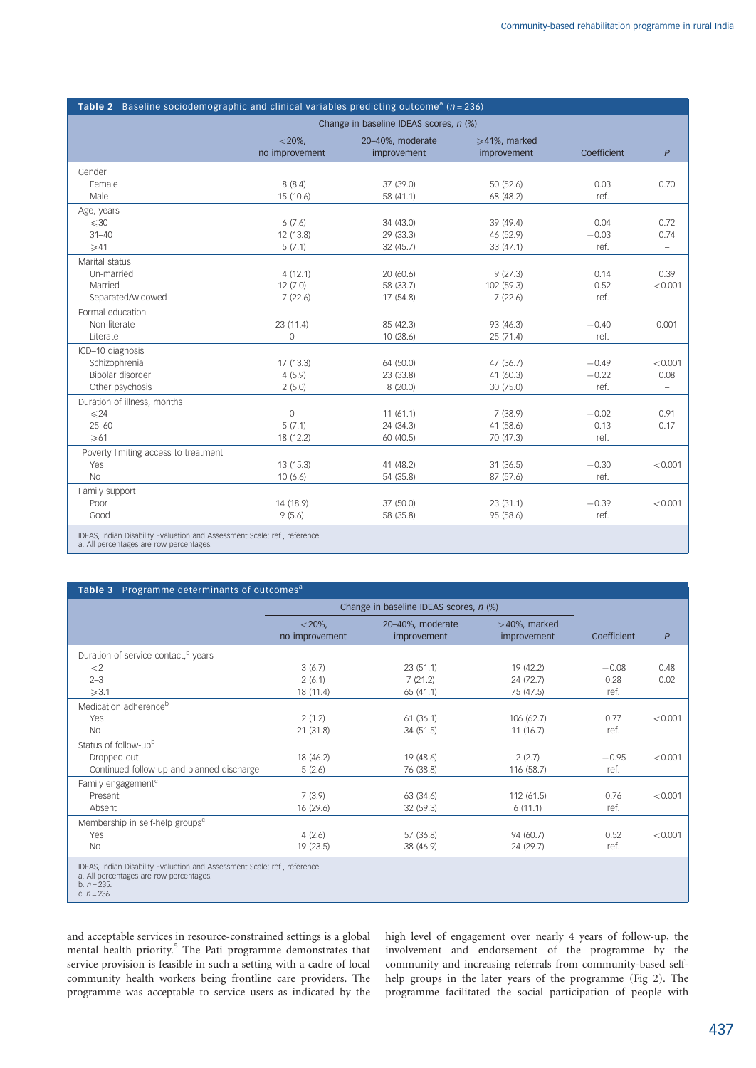**Table 2** Baseline sociodemographic and clinical variables predicting outcome[a] ($n = 236$)

| | Change in baseline IDEAS scores, *n* (%) | | | | |
|---|---|---|---|---|---|
| | <20%, no improvement | 20–40%, moderate improvement | ⩾41%, marked improvement | Coefficient | *P* |
| **Gender** | | | | | |
| Female | 8 (8.4) | 37 (39.0) | 50 (52.6) | 0.03 | 0.70 |
| Male | 15 (10.6) | 58 (41.1) | 68 (48.2) | ref. | – |
| **Age, years** | | | | | |
| ⩽30 | 6 (7.6) | 34 (43.0) | 39 (49.4) | 0.04 | 0.72 |
| 31–40 | 12 (13.8) | 29 (33.3) | 46 (52.9) | −0.03 | 0.74 |
| ⩾41 | 5 (7.1) | 32 (45.7) | 33 (47.1) | ref. | – |
| **Marital status** | | | | | |
| Un-married | 4 (12.1) | 20 (60.6) | 9 (27.3) | 0.14 | 0.39 |
| Married | 12 (7.0) | 58 (33.7) | 102 (59.3) | 0.52 | <0.001 |
| Separated/widowed | 7 (22.6) | 17 (54.8) | 7 (22.6) | ref. | – |
| **Formal education** | | | | | |
| Non-literate | 23 (11.4) | 85 (42.3) | 93 (46.3) | −0.40 | 0.001 |
| Literate | 0 | 10 (28.6) | 25 (71.4) | ref. | – |
| **ICD–10 diagnosis** | | | | | |
| Schizophrenia | 17 (13.3) | 64 (50.0) | 47 (36.7) | −0.49 | <0.001 |
| Bipolar disorder | 4 (5.9) | 23 (33.8) | 41 (60.3) | −0.22 | 0.08 |
| Other psychosis | 2 (5.0) | 8 (20.0) | 30 (75.0) | ref. | – |
| **Duration of illness, months** | | | | | |
| ⩽24 | 0 | 11 (61.1) | 7 (38.9) | −0.02 | 0.91 |
| 25–60 | 5 (7.1) | 24 (34.3) | 41 (58.6) | 0.13 | 0.17 |
| ⩾61 | 18 (12.2) | 60 (40.5) | 70 (47.3) | ref. | |
| **Poverty limiting access to treatment** | | | | | |
| Yes | 13 (15.3) | 41 (48.2) | 31 (36.5) | −0.30 | <0.001 |
| No | 10 (6.6) | 54 (35.8) | 87 (57.6) | ref. | |
| **Family support** | | | | | |
| Poor | 14 (18.9) | 37 (50.0) | 23 (31.1) | −0.39 | <0.001 |
| Good | 9 (5.6) | 58 (35.8) | 95 (58.6) | ref. | |

IDEAS, Indian Disability Evaluation and Assessment Scale; ref., reference.
a. All percentages are row percentages.

**Table 3** Programme determinants of outcomes[a]

| | Change in baseline IDEAS scores, *n* (%) | | | | |
|---|---|---|---|---|---|
| | <20%, no improvement | 20–40%, moderate improvement | >40%, marked improvement | Coefficient | *P* |
| **Duration of service contact,[b] years** | | | | | |
| <2 | 3 (6.7) | 23 (51.1) | 19 (42.2) | −0.08 | 0.48 |
| 2–3 | 2 (6.1) | 7 (21.2) | 24 (72.7) | 0.28 | 0.02 |
| ⩾3.1 | 18 (11.4) | 65 (41.1) | 75 (47.5) | ref. | |
| **Medication adherence[b]** | | | | | |
| Yes | 2 (1.2) | 61 (36.1) | 106 (62.7) | 0.77 | <0.001 |
| No | 21 (31.8) | 34 (51.5) | 11 (16.7) | ref. | |
| **Status of follow-up[b]** | | | | | |
| Dropped out | 18 (46.2) | 19 (48.6) | 2 (2.7) | −0.95 | <0.001 |
| Continued follow-up and planned discharge | 5 (2.6) | 76 (38.8) | 116 (58.7) | ref. | |
| **Family engagement[c]** | | | | | |
| Present | 7 (3.9) | 63 (34.6) | 112 (61.5) | 0.76 | <0.001 |
| Absent | 16 (29.6) | 32 (59.3) | 6 (11.1) | ref. | |
| **Membership in self-help groups[c]** | | | | | |
| Yes | 4 (2.6) | 57 (36.8) | 94 (60.7) | 0.52 | <0.001 |
| No | 19 (23.5) | 38 (46.9) | 24 (29.7) | ref. | |

IDEAS, Indian Disability Evaluation and Assessment Scale; ref., reference.
a. All percentages are row percentages.
b. $n = 235$.
c. $n = 236$.

and acceptable services in resource-constrained settings is a global mental health priority.[5] The Pati programme demonstrates that service provision is feasible in such a setting with a cadre of local community health workers being frontline care providers. The programme was acceptable to service users as indicated by the high level of engagement over nearly 4 years of follow-up, the involvement and endorsement of the programme by the community and increasing referrals from community-based self-help groups in the later years of the programme (Fig 2). The programme facilitated the social participation of people with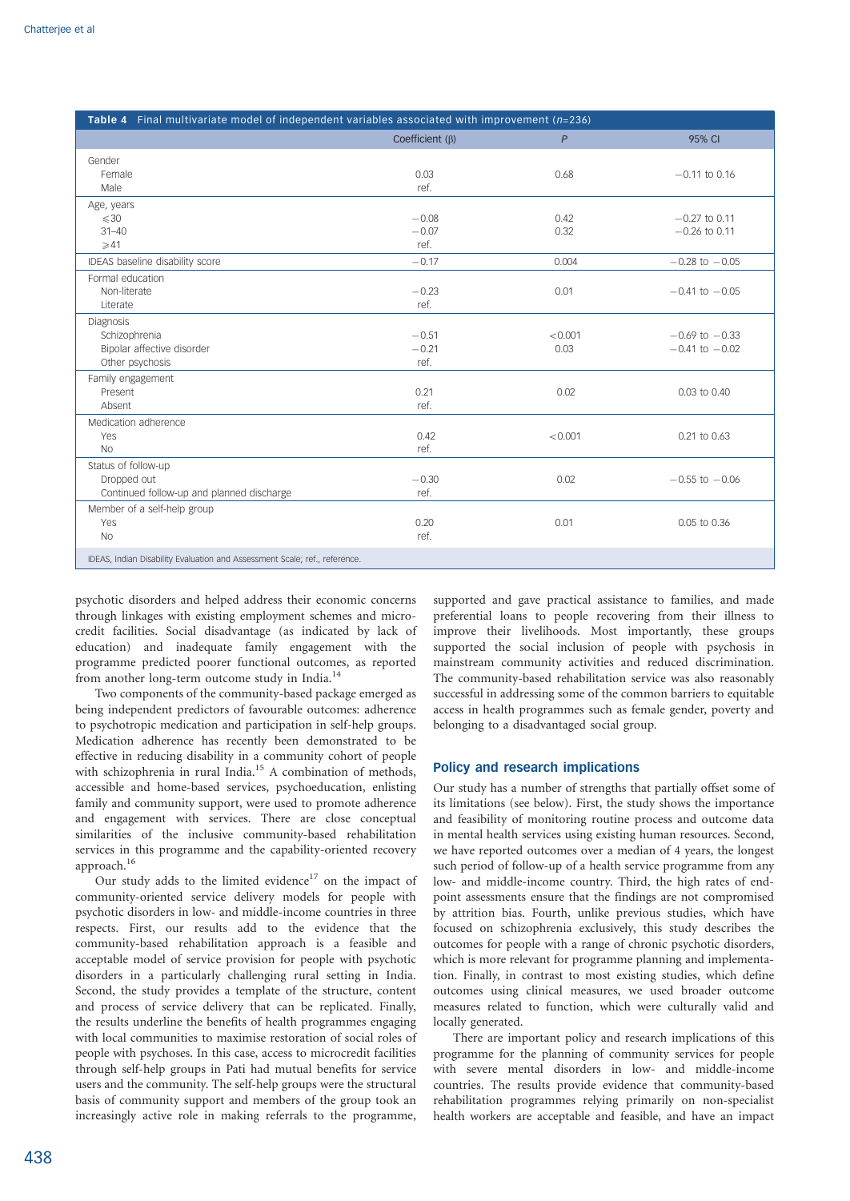**Table 4** Final multivariate model of independent variables associated with improvement ($n$=236)

| | Coefficient (β) | $P$ | 95% CI |
|---|---|---|---|
| Gender | | | |
| Female | 0.03 | 0.68 | −0.11 to 0.16 |
| Male | ref. | | |
| Age, years | | | |
| ⩽30 | −0.08 | 0.42 | −0.27 to 0.11 |
| 31–40 | −0.07 | 0.32 | −0.26 to 0.11 |
| ⩾41 | ref. | | |
| IDEAS baseline disability score | −0.17 | 0.004 | −0.28 to −0.05 |
| Formal education | | | |
| Non-literate | −0.23 | 0.01 | −0.41 to −0.05 |
| Literate | ref. | | |
| Diagnosis | | | |
| Schizophrenia | −0.51 | <0.001 | −0.69 to −0.33 |
| Bipolar affective disorder | −0.21 | 0.03 | −0.41 to −0.02 |
| Other psychosis | ref. | | |
| Family engagement | | | |
| Present | 0.21 | 0.02 | 0.03 to 0.40 |
| Absent | ref. | | |
| Medication adherence | | | |
| Yes | 0.42 | <0.001 | 0.21 to 0.63 |
| No | ref. | | |
| Status of follow-up | | | |
| Dropped out | −0.30 | 0.02 | −0.55 to −0.06 |
| Continued follow-up and planned discharge | ref. | | |
| Member of a self-help group | | | |
| Yes | 0.20 | 0.01 | 0.05 to 0.36 |
| No | ref. | | |

IDEAS, Indian Disability Evaluation and Assessment Scale; ref., reference.

psychotic disorders and helped address their economic concerns through linkages with existing employment schemes and microcredit facilities. Social disadvantage (as indicated by lack of education) and inadequate family engagement with the programme predicted poorer functional outcomes, as reported from another long-term outcome study in India.[14]

Two components of the community-based package emerged as being independent predictors of favourable outcomes: adherence to psychotropic medication and participation in self-help groups. Medication adherence has recently been demonstrated to be effective in reducing disability in a community cohort of people with schizophrenia in rural India.[15] A combination of methods, accessible and home-based services, psychoeducation, enlisting family and community support, were used to promote adherence and engagement with services. There are close conceptual similarities of the inclusive community-based rehabilitation services in this programme and the capability-oriented recovery approach.[16]

Our study adds to the limited evidence[17] on the impact of community-oriented service delivery models for people with psychotic disorders in low- and middle-income countries in three respects. First, our results add to the evidence that the community-based rehabilitation is a feasible and acceptable model of service provision for people with psychotic disorders in a particularly challenging rural setting in India. Second, the study provides a template of the structure, content and process of service delivery that can be replicated. Finally, the results underline the benefits of health programmes engaging with local communities to maximise restoration of social roles of people with psychoses. In this case, access to microcredit facilities through self-help groups in Pati had mutual benefits for service users and the community. The self-help groups were the structural basis of community support and members of the group took an increasingly active role in making referrals to the programme, supported and gave practical assistance to families, and made preferential loans to people recovering from their illness to improve their livelihoods. Most importantly, these groups supported the social inclusion of people with psychosis in mainstream community activities and reduced discrimination. The community-based rehabilitation service was also reasonably successful in addressing some of the common barriers to equitable access in health programmes such as female gender, poverty and belonging to a disadvantaged social group.

## Policy and research implications

Our study has a number of strengths that partially offset some of its limitations (see below). First, the study shows the importance and feasibility of monitoring routine process and outcome data in mental health services using existing human resources. Second, we have reported outcomes over a median of 4 years, the longest such period of follow-up of a health service programme from any low- and middle-income country. Third, the high rates of end-point assessments ensure that the findings are not compromised by attrition bias. Fourth, unlike previous studies, which have focused on schizophrenia exclusively, this study describes the outcomes for people with a range of chronic psychotic disorders, which is more relevant for programme planning and implementation. Finally, in contrast to most existing studies, which define outcomes using clinical measures, we used broader outcome measures related to function, which were culturally valid and locally generated.

There are important policy and research implications of this programme for the planning of community services for people with severe mental disorders in low- and middle-income countries. The results provide evidence that community-based rehabilitation programmes relying primarily on non-specialist health workers are acceptable and feasible, and have an impact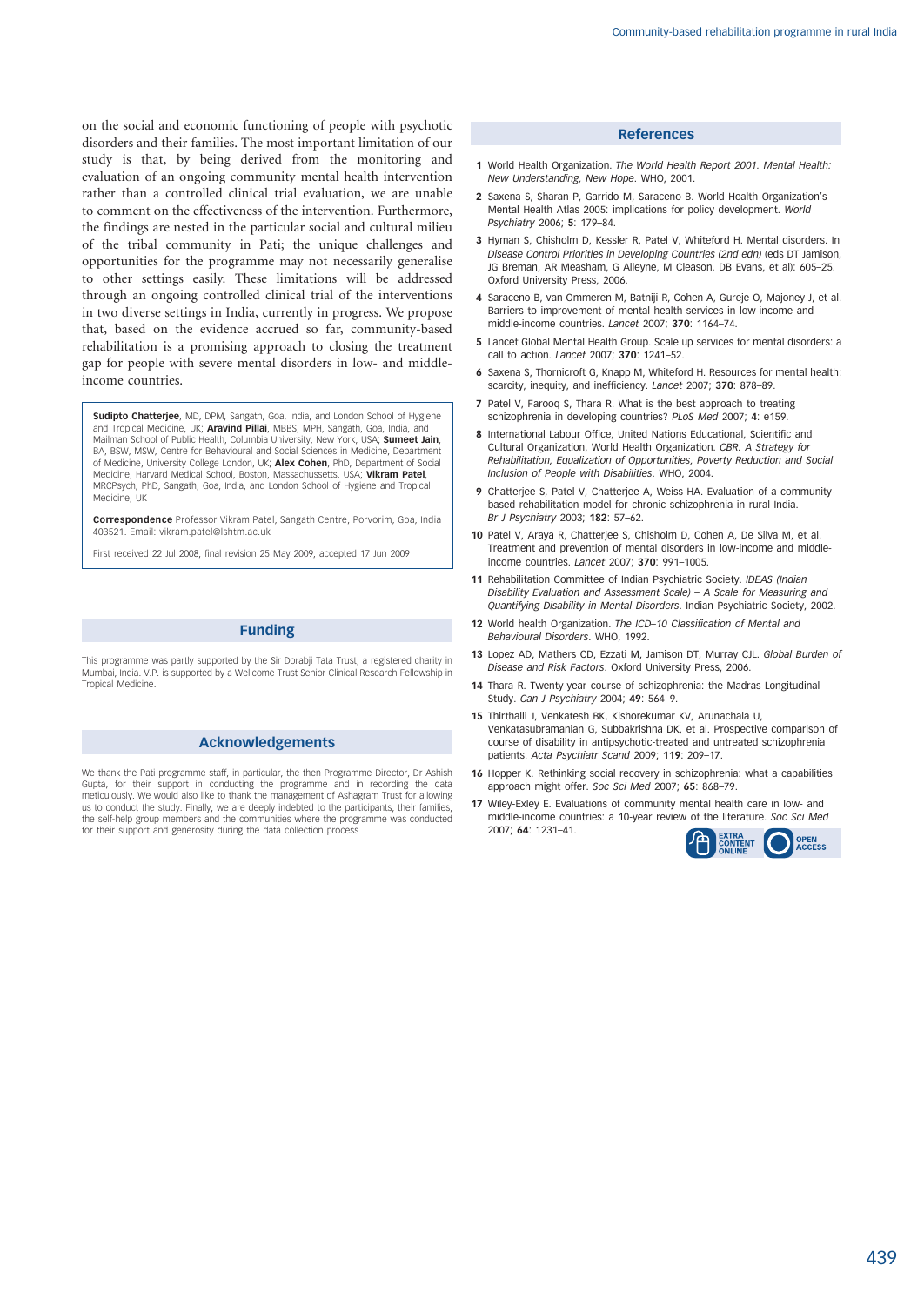on the social and economic functioning of people with psychotic disorders and their families. The most important limitation of our study is that, by being derived from the monitoring and evaluation of an ongoing community mental health intervention rather than a controlled clinical trial evaluation, we are unable to comment on the effectiveness of the intervention. Furthermore, the findings are nested in the particular social and cultural milieu of the tribal community in Pati; the unique challenges and opportunities for the programme may not necessarily generalise to other settings easily. These limitations will be addressed through an ongoing controlled clinical trial of the interventions in two diverse settings in India, currently in progress. We propose that, based on the evidence accrued so far, community-based rehabilitation is a promising approach to closing the treatment gap for people with severe mental disorders in low- and middle-income countries.

**Sudipto Chatterjee**, MD, DPM, Sangath, Goa, India, and London School of Hygiene and Tropical Medicine, UK; **Aravind Pillai**, MBBS, MPH, Sangath, Goa, India, and Mailman School of Public Health, Columbia University, New York, USA; **Sumeet Jain**, BA, BSW, MSW, Centre for Behavioural and Social Sciences in Medicine, Department of Medicine, University College London, UK; **Alex Cohen**, PhD, Department of Social Medicine, Harvard Medical School, Boston, Massachussetts, USA; **Vikram Patel**, MRCPsych, PhD, Sangath, Goa, India, and London School of Hygiene and Tropical Medicine, UK

**Correspondence** Professor Vikram Patel, Sangath Centre, Porvorim, Goa, India 403521. Email: vikram.patel@lshtm.ac.uk

First received 22 Jul 2008, final revision 25 May 2009, accepted 17 Jun 2009

## Funding

This programme was partly supported by the Sir Dorabji Tata Trust, a registered charity in Mumbai, India. V.P. is supported by a Wellcome Trust Senior Clinical Research Fellowship in Tropical Medicine.

## Acknowledgements

We thank the Pati programme staff, in particular, the then Programme Director, Dr Ashish Gupta, for their support in conducting the programme and in recording the data meticulously. We would also like to thank the management of Ashagram Trust for allowing us to conduct the study. Finally, we are deeply indebted to the participants, their families, the self-help group members and the communities where the programme was conducted for their support and generosity during the data collection process.

## References

1 World Health Organization. *The World Health Report 2001. Mental Health: New Understanding, New Hope*. WHO, 2001.

2 Saxena S, Sharan P, Garrido M, Saraceno B. World Health Organization's Mental Health Atlas 2005: implications for policy development. *World Psychiatry* 2006; **5**: 179–84.

3 Hyman S, Chisholm D, Kessler R, Patel V, Whiteford H. Mental disorders. In *Disease Control Priorities in Developing Countries (2nd edn)* (eds DT Jamison, JG Breman, AR Measham, G Alleyne, M Cleason, DB Evans, et al): 605–25. Oxford University Press, 2006.

4 Saraceno B, van Ommeren M, Batniji R, Cohen A, Gureje O, Majoney J, et al. Barriers to improvement of mental health services in low-income and middle-income countries. *Lancet* 2007; **370**: 1164–74.

5 Lancet Global Mental Health Group. Scale up services for mental disorders: a call to action. *Lancet* 2007; **370**: 1241–52.

6 Saxena S, Thornicroft G, Knapp M, Whiteford H. Resources for mental health: scarcity, inequity, and inefficiency. *Lancet* 2007; **370**: 878–89.

7 Patel V, Farooq S, Thara R. What is the best approach to treating schizophrenia in developing countries? *PLoS Med* 2007; **4**: e159.

8 International Labour Office, United Nations Educational, Scientific and Cultural Organization, World Health Organization. *CBR. A Strategy for Rehabilitation, Equalization of Opportunities, Poverty Reduction and Social Inclusion of People with Disabilities*. WHO, 2004.

9 Chatterjee S, Patel V, Chatterjee A, Weiss HA. Evaluation of a community-based rehabilitation model for chronic schizophrenia in rural India. *Br J Psychiatry* 2003; **182**: 57–62.

10 Patel V, Araya R, Chatterjee S, Chisholm D, Cohen A, De Silva M, et al. Treatment and prevention of mental disorders in low-income and middle-income countries. *Lancet* 2007; **370**: 991–1005.

11 Rehabilitation Committee of Indian Psychiatric Society. *IDEAS (Indian Disability Evaluation and Assessment Scale) – A Scale for Measuring and Quantifying Disability in Mental Disorders*. Indian Psychiatric Society, 2002.

12 World health Organization. *The ICD–10 Classification of Mental and Behavioural Disorders*. WHO, 1992.

13 Lopez AD, Mathers CD, Ezzati M, Jamison DT, Murray CJL. *Global Burden of Disease and Risk Factors*. Oxford University Press, 2006.

14 Thara R. Twenty-year course of schizophrenia: the Madras Longitudinal Study. *Can J Psychiatry* 2004; **49**: 564–9.

15 Thirthalli J, Venkatesh BK, Kishorekumar KV, Arunachala U, Venkatasubramanian G, Subbakrishna DK, et al. Prospective comparison of course of disability in antipsychotic-treated and untreated schizophrenia patients. *Acta Psychiatr Scand* 2009; **119**: 209–17.

16 Hopper K. Rethinking social recovery in schizophrenia: what a capabilities approach might offer. *Soc Sci Med* 2007; **65**: 868–79.

17 Wiley-Exley E. Evaluations of community mental health care in low- and middle-income countries: a 10-year review of the literature. *Soc Sci Med* 2007; **64**: 1231–41.